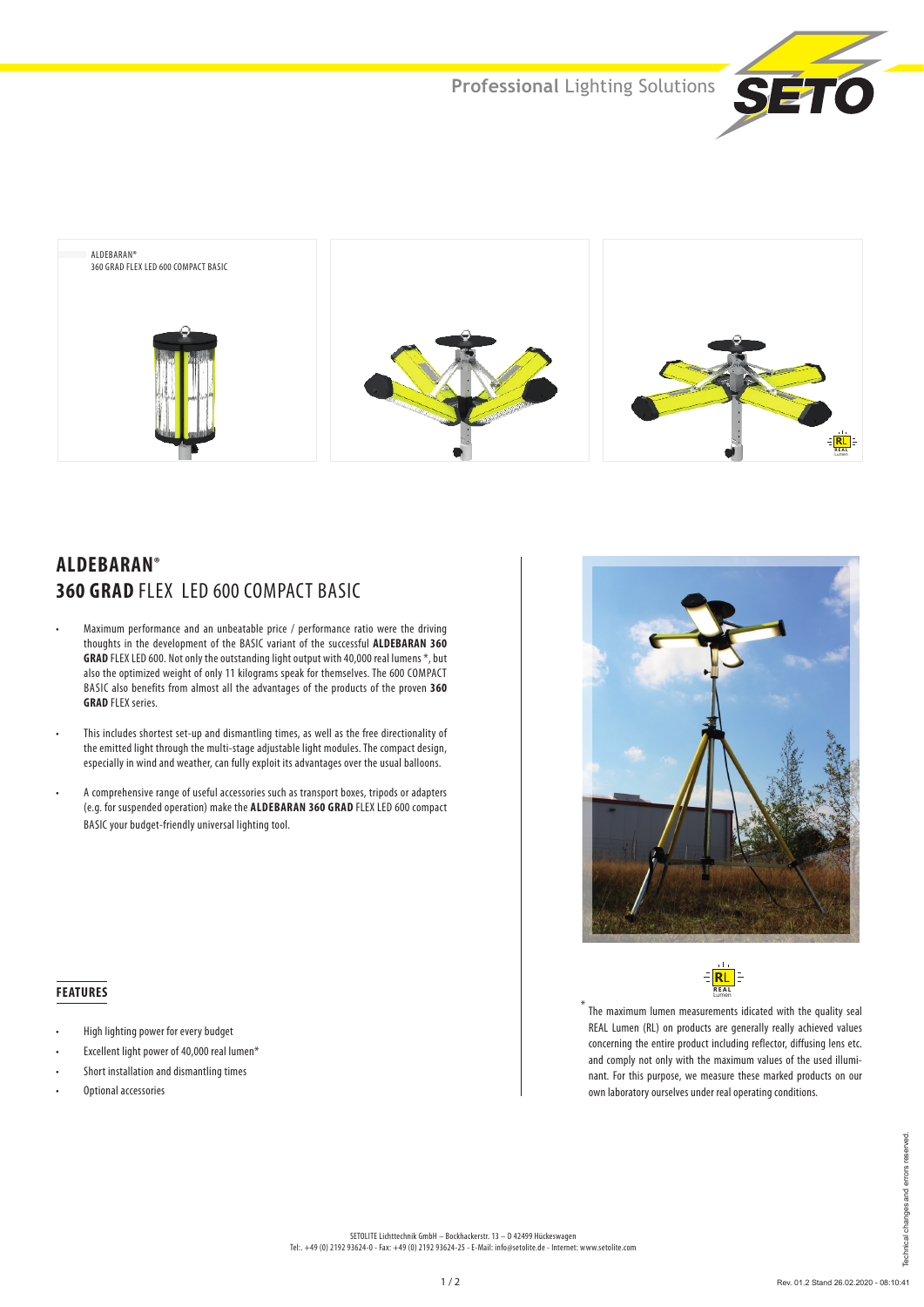ALDEBARAN®
360 GRAD FLEX LED 600 COMPACT BASIC

# ALDEBARAN®
## 360 GRAD FLEX LED 600 COMPACT BASIC

- Maximum performance and an unbeatable price / performance ratio were the driving thoughts in the development of the BASIC variant of the successful **ALDEBARAN 360 GRAD** FLEX LED 600. Not only the outstanding light output with 40,000 real lumens *, but also the optimized weight of only 11 kilograms speak for themselves. The 600 COMPACT BASIC also benefits from almost all the advantages of the products of the proven **360 GRAD** FLEX series.

- This includes shortest set-up and dismantling times, as well as the free directionality of the emitted light through the multi-stage adjustable light modules. The compact design, especially in wind and weather, can fully exploit its advantages over the usual balloons.

- A comprehensive range of useful accessories such as transport boxes, tripods or adapters (e.g. for suspended operation) make the **ALDEBARAN 360 GRAD** FLEX LED 600 compact BASIC your budget-friendly universal lighting tool.

### FEATURES

- High lighting power for every budget
- Excellent light power of 40,000 real lumen*
- Short installation and dismantling times
- Optional accessories

RL REAL Lumen

* The maximum lumen measurements idicated with the quality seal REAL Lumen (RL) on products are generally really achieved values concerning the entire product including reflector, diffusing lens etc. and comply not only with the maximum values of the used illuminant. For this purpose, we measure these marked products on our own laboratory ourselves under real operating conditions.

SETOLITE Lichttechnik GmbH – Bockhackerstr. 13 – D 42499 Hückeswagen
Tel:. +49 (0) 2192 93624-0 - Fax: +49 (0) 2192 93624-25 - E-Mail: info@setolite.de - Internet: www.setolite.com

Rev. 01.2 Stand 26.02.2020 - 08:10:41

Technical changes and errors reserved.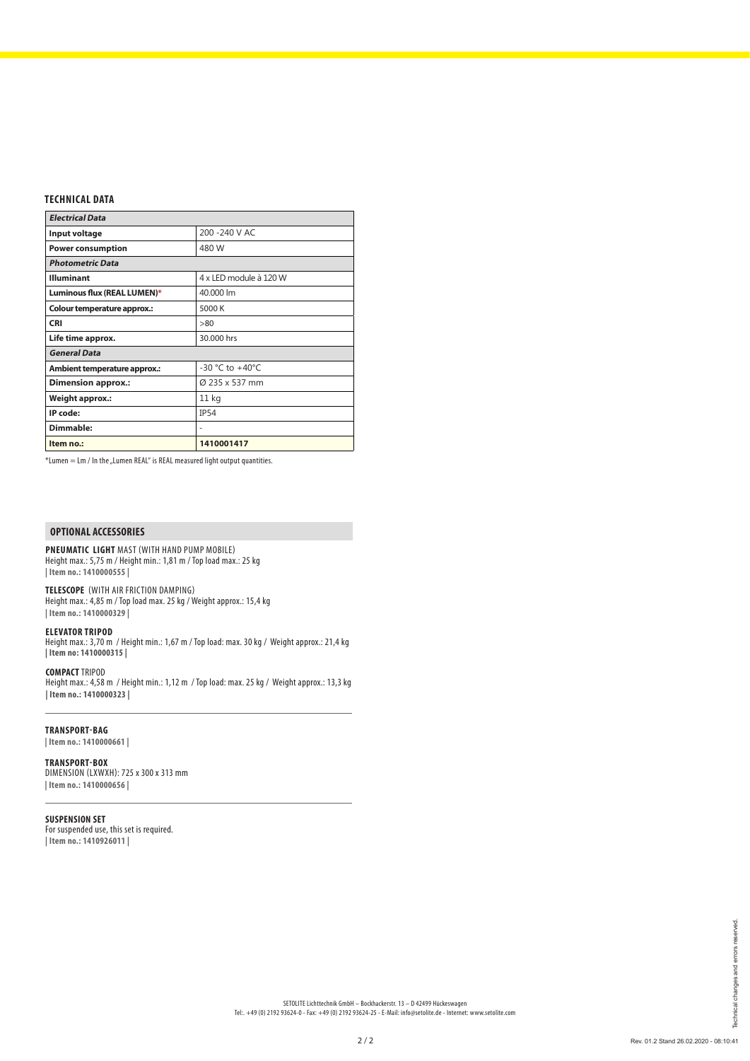## TECHNICAL DATA

| | |
|---|---|
| ***Electrical Data*** | |
| **Input voltage** | 200 -240 V AC |
| **Power consumption** | 480 W |
| ***Photometric Data*** | |
| **Illuminant** | 4 x LED module à 120 W |
| **Luminous flux (REAL LUMEN)*** | 40.000 lm |
| **Colour temperature approx.:** | 5000 K |
| **CRI** | >80 |
| **Life time approx.** | 30.000 hrs |
| ***General Data*** | |
| **Ambient temperature approx.:** | -30 °C to +40°C |
| **Dimension approx.:** | Ø 235 x 537 mm |
| **Weight approx.:** | 11 kg |
| **IP code:** | IP54 |
| **Dimmable:** | - |
| **Item no.:** | **1410001417** |

*Lumen = Lm / In the „Lumen REAL" is REAL measured light output quantities.

## OPTIONAL ACCESSORIES

**PNEUMATIC LIGHT** MAST (WITH HAND PUMP MOBILE)
Height max.: 5,75 m / Height min.: 1,81 m / Top load max.: 25 kg
**| Item no.: 1410000555 |**

**TELESCOPE** (WITH AIR FRICTION DAMPING)
Height max.: 4,85 m / Top load max. 25 kg / Weight approx.: 15,4 kg
**| Item no.: 1410000329 |**

**ELEVATOR TRIPOD**
Height max.: 3,70 m / Height min.: 1,67 m / Top load: max. 30 kg / Weight approx.: 21,4 kg
**| Item no: 1410000315 |**

**COMPACT** TRIPOD
Height max.: 4,58 m / Height min.: 1,12 m / Top load: max. 25 kg / Weight approx.: 13,3 kg
**| Item no.: 1410000323 |**

**TRANSPORT-BAG**
**| Item no.: 1410000661 |**

**TRANSPORT-BOX**
DIMENSION (LXWXH): 725 x 300 x 313 mm
**| Item no.: 1410000656 |**

**SUSPENSION SET**
For suspended use, this set is required.
**| Item no.: 1410926011 |**

SETOLITE Lichttechnik GmbH – Bockhackerstr. 13 – D 42499 Hückeswagen
Tel:. +49 (0) 2192 93624-0 - Fax: +49 (0) 2192 93624-25 - E-Mail: info@setolite.de - Internet: www.setolite.com

Technical changes and errors reserved.

Rev. 01.2 Stand 26.02.2020 - 08:10:41